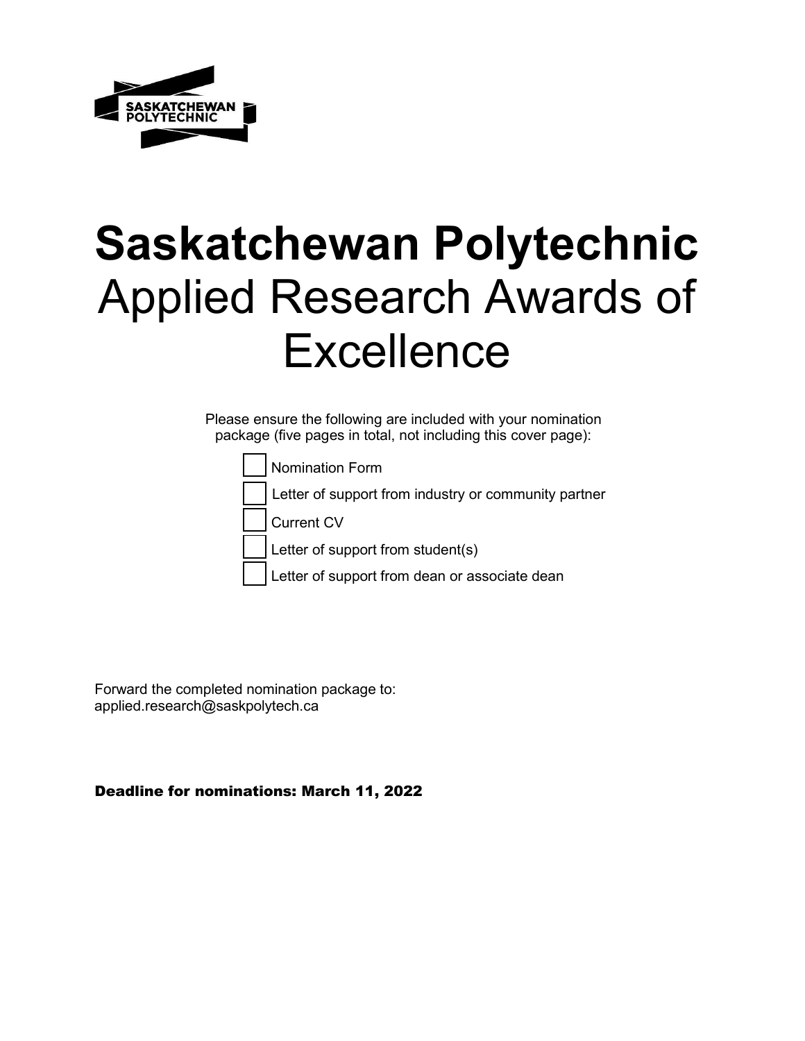# **Saskatchewan Polytechnic** Applied Research Awards of Excellence

Please ensure the following are included with your nomination package (five pages in total, not including this cover page):

- [ ] Nomination Form
- [ ] Letter of support from industry or community partner
- [ ] Current CV
- [ ] Letter of support from student(s)
- [ ] Letter of support from dean or associate dean

Forward the completed nomination package to:
applied.research@saskpolytech.ca

**Deadline for nominations: March 11, 2022**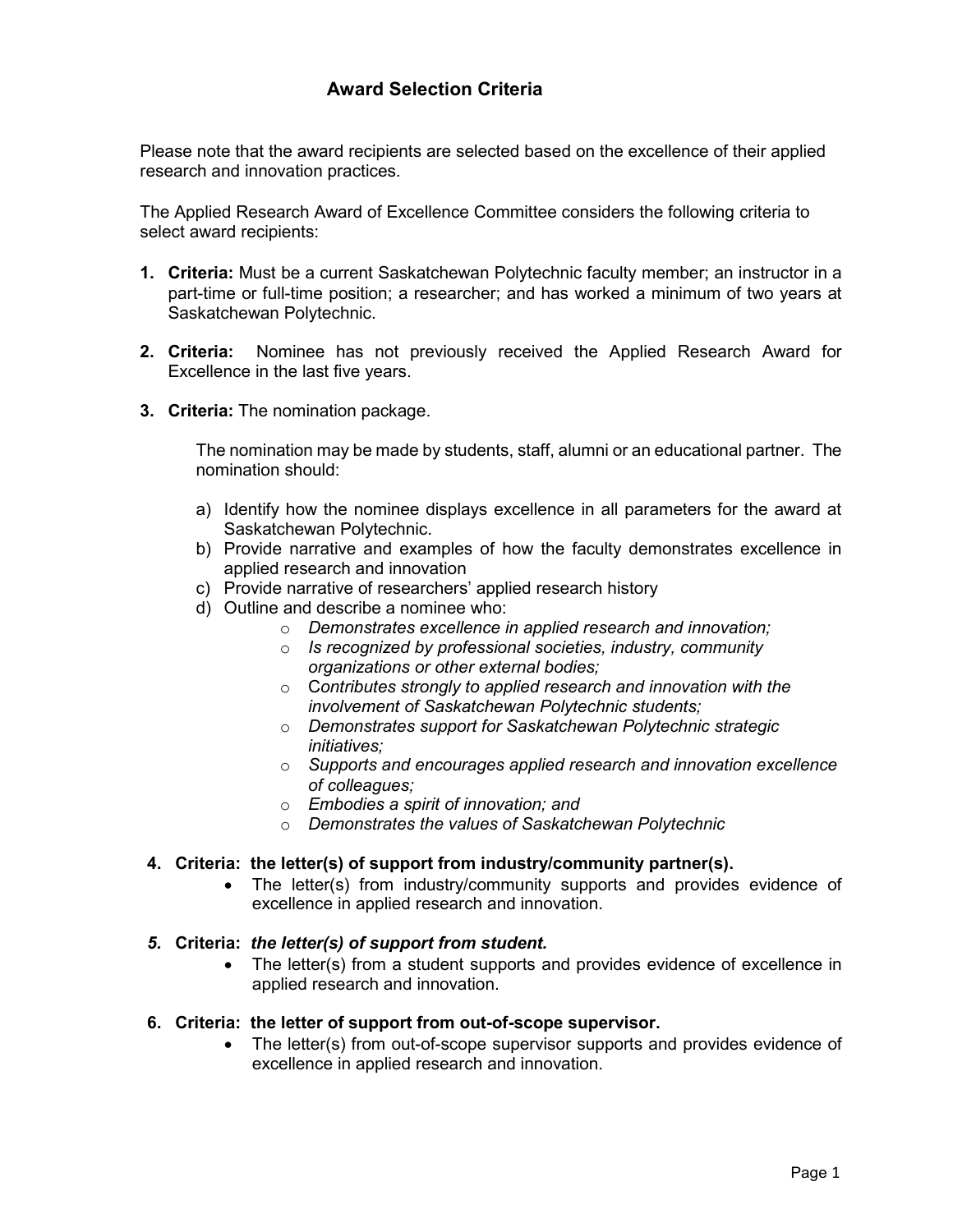# Award Selection Criteria

Please note that the award recipients are selected based on the excellence of their applied research and innovation practices.

The Applied Research Award of Excellence Committee considers the following criteria to select award recipients:

1. **Criteria:** Must be a current Saskatchewan Polytechnic faculty member; an instructor in a part-time or full-time position; a researcher; and has worked a minimum of two years at Saskatchewan Polytechnic.

2. **Criteria:** Nominee has not previously received the Applied Research Award for Excellence in the last five years.

3. **Criteria:** The nomination package.

   The nomination may be made by students, staff, alumni or an educational partner. The nomination should:

   a) Identify how the nominee displays excellence in all parameters for the award at Saskatchewan Polytechnic.
   b) Provide narrative and examples of how the faculty demonstrates excellence in applied research and innovation
   c) Provide narrative of researchers' applied research history
   d) Outline and describe a nominee who:
      - *Demonstrates excellence in applied research and innovation;*
      - *Is recognized by professional societies, industry, community organizations or other external bodies;*
      - C*ontributes strongly to applied research and innovation with the involvement of Saskatchewan Polytechnic students;*
      - *Demonstrates support for Saskatchewan Polytechnic strategic initiatives;*
      - *Supports and encourages applied research and innovation excellence of colleagues;*
      - *Embodies a spirit of innovation; and*
      - *Demonstrates the values of Saskatchewan Polytechnic*

4. **Criteria: the letter(s) of support from industry/community partner(s).**
   - The letter(s) from industry/community supports and provides evidence of excellence in applied research and innovation.

5. **Criteria:** ***the letter(s) of support from student.***
   - The letter(s) from a student supports and provides evidence of excellence in applied research and innovation.

6. **Criteria: the letter of support from out-of-scope supervisor.**
   - The letter(s) from out-of-scope supervisor supports and provides evidence of excellence in applied research and innovation.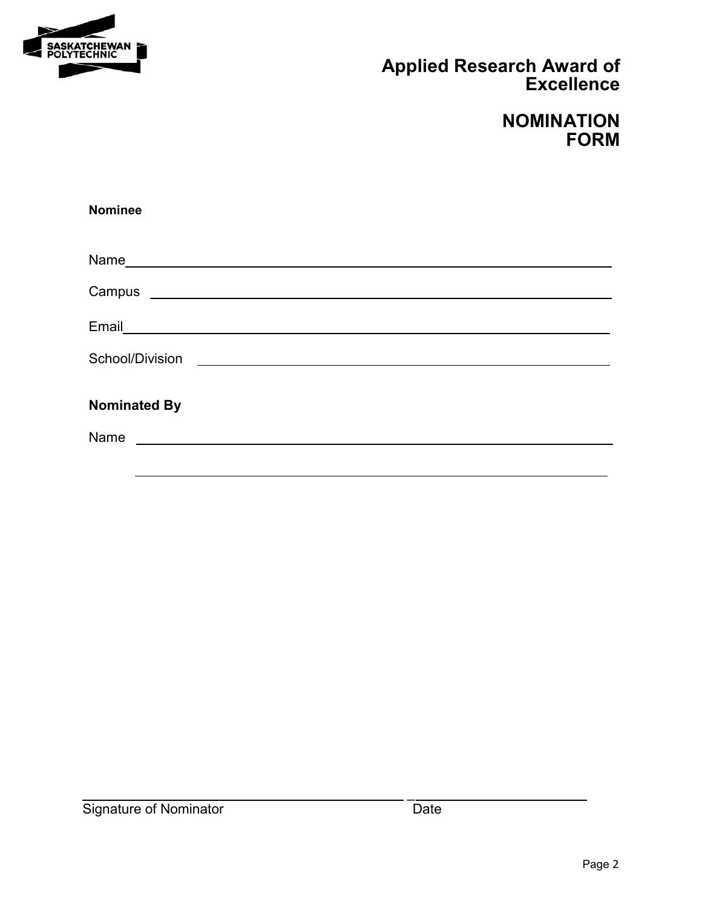# Applied Research Award of Excellence

## NOMINATION FORM

**Nominee**

Name\_\_\_\_\_\_\_\_\_\_\_\_\_\_\_\_\_\_\_\_\_\_\_\_\_\_\_\_\_\_\_\_\_\_\_\_\_\_\_\_\_\_\_\_\_\_\_\_

Campus \_\_\_\_\_\_\_\_\_\_\_\_\_\_\_\_\_\_\_\_\_\_\_\_\_\_\_\_\_\_\_\_\_\_\_\_\_\_\_\_\_\_\_\_\_\_

Email\_\_\_\_\_\_\_\_\_\_\_\_\_\_\_\_\_\_\_\_\_\_\_\_\_\_\_\_\_\_\_\_\_\_\_\_\_\_\_\_\_\_\_\_\_\_\_\_

School/Division \_\_\_\_\_\_\_\_\_\_\_\_\_\_\_\_\_\_\_\_\_\_\_\_\_\_\_\_\_\_\_\_\_\_\_\_\_\_\_\_

**Nominated By**

Name \_\_\_\_\_\_\_\_\_\_\_\_\_\_\_\_\_\_\_\_\_\_\_\_\_\_\_\_\_\_\_\_\_\_\_\_\_\_\_\_\_\_\_\_\_\_\_

\_\_\_\_\_\_\_\_\_\_\_\_\_\_\_\_\_\_\_\_\_\_\_\_\_\_\_\_\_\_\_\_\_\_\_\_\_\_\_\_\_\_\_\_\_\_\_

\_\_\_\_\_\_\_\_\_\_\_\_\_\_\_\_\_\_\_\_\_\_\_\_\_\_\_\_\_\_\_\_\_\_ \_\_\_\_\_\_\_\_\_\_\_\_\_\_\_\_\_\_\_\_

Signature of Nominator Date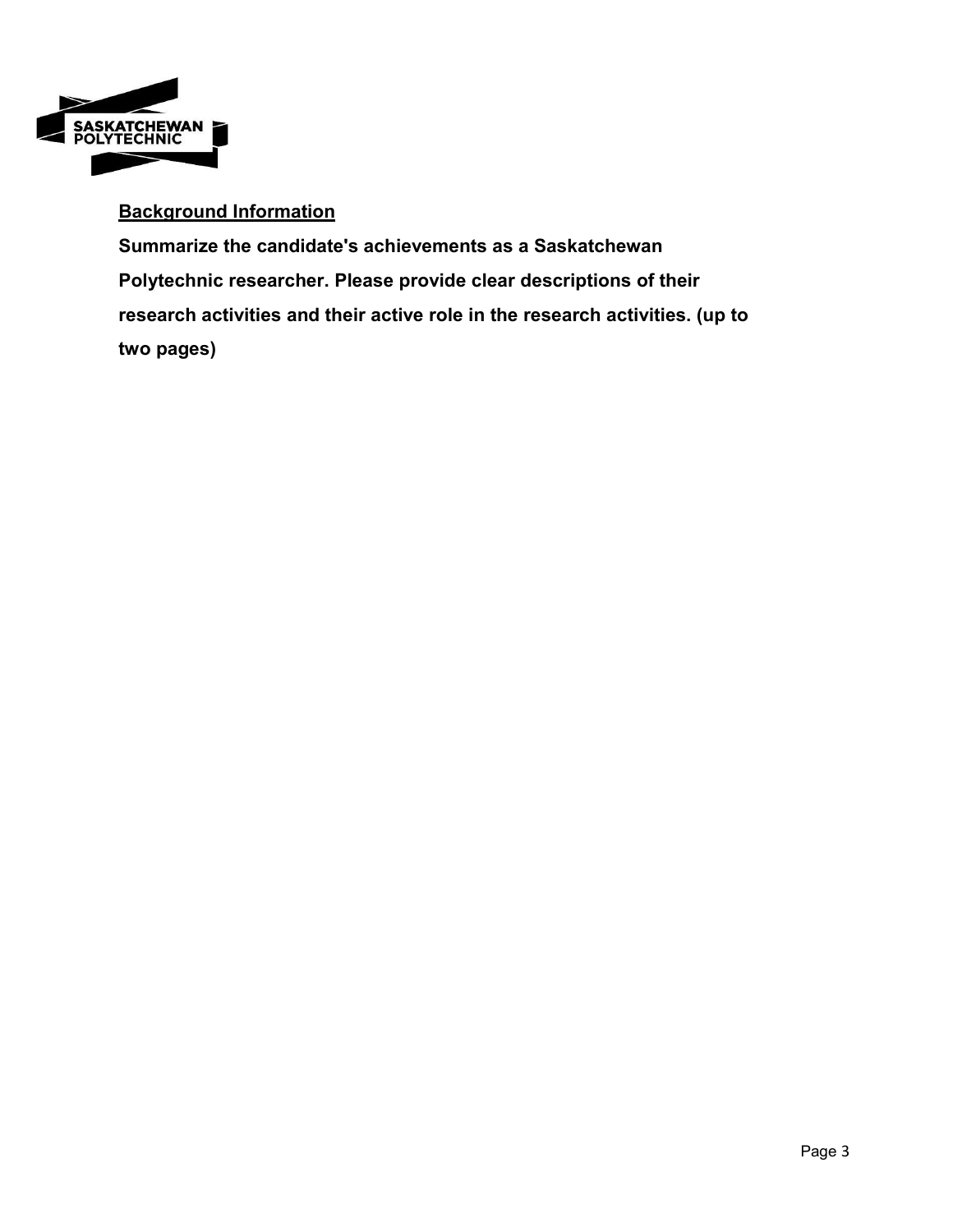**Background Information**

**Summarize the candidate's achievements as a Saskatchewan Polytechnic researcher. Please provide clear descriptions of their research activities and their active role in the research activities. (up to two pages)**